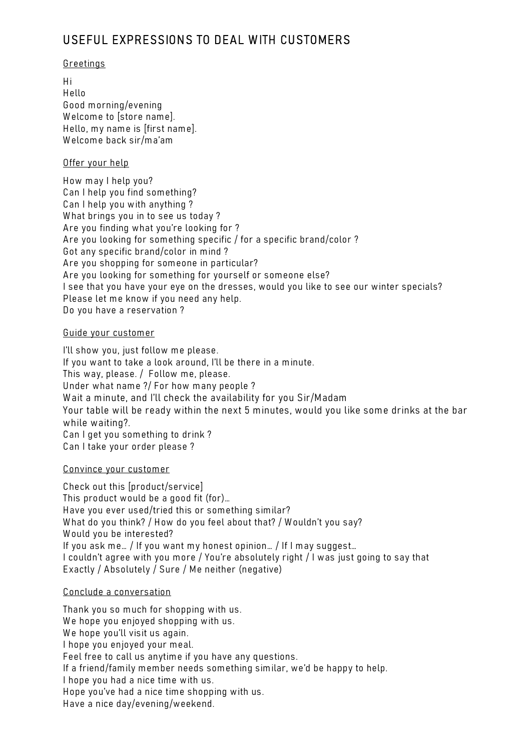# USEFUL EXPRESSIONS TO DEAL WITH CUSTOMERS

## Greetings

Hi
Hello
Good morning/evening
Welcome to [store name].
Hello, my name is [first name].
Welcome back sir/ma'am

## Offer your help

How may I help you?
Can I help you find something?
Can I help you with anything ?
What brings you in to see us today ?
Are you finding what you're looking for ?
Are you looking for something specific / for a specific brand/color ?
Got any specific brand/color in mind ?
Are you shopping for someone in particular?
Are you looking for something for yourself or someone else?
I see that you have your eye on the dresses, would you like to see our winter specials?
Please let me know if you need any help.
Do you have a reservation ?

## Guide your customer

I'll show you, just follow me please.
If you want to take a look around, I'll be there in a minute.
This way, please. /  Follow me, please.
Under what name ?/ For how many people ?
Wait a minute, and I'll check the availability for you Sir/Madam
Your table will be ready within the next 5 minutes, would you like some drinks at the bar while waiting?.
Can I get you something to drink ?
Can I take your order please ?

## Convince your customer

Check out this [product/service]
This product would be a good fit (for)…
Have you ever used/tried this or something similar?
What do you think? / How do you feel about that? / Wouldn't you say?
Would you be interested?
If you ask me… / If you want my honest opinion… / If I may suggest…
I couldn't agree with you more / You're absolutely right / I was just going to say that
Exactly / Absolutely / Sure / Me neither (negative)

## Conclude a conversation

Thank you so much for shopping with us.
We hope you enjoyed shopping with us.
We hope you'll visit us again.
I hope you enjoyed your meal.
Feel free to call us anytime if you have any questions.
If a friend/family member needs something similar, we'd be happy to help.
I hope you had a nice time with us.
Hope you've had a nice time shopping with us.
Have a nice day/evening/weekend.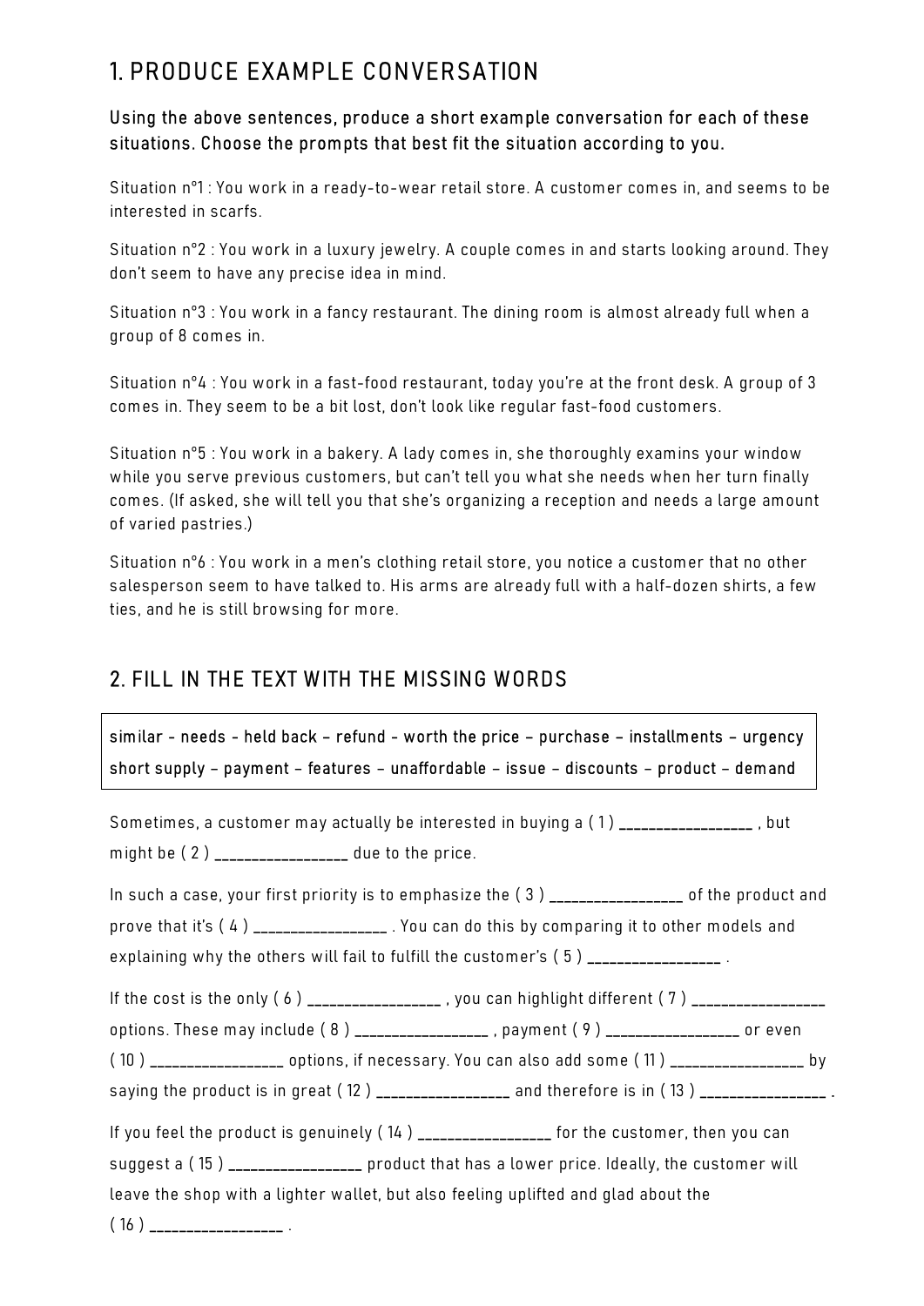## 1. PRODUCE EXAMPLE CONVERSATION

**Using the above sentences, produce a short example conversation for each of these situations. Choose the prompts that best fit the situation according to you.**

Situation n°1 : You work in a ready-to-wear retail store. A customer comes in, and seems to be interested in scarfs.

Situation n°2 : You work in a luxury jewelry. A couple comes in and starts looking around. They don't seem to have any precise idea in mind.

Situation n°3 : You work in a fancy restaurant. The dining room is almost already full when a group of 8 comes in.

Situation n°4 : You work in a fast-food restaurant, today you're at the front desk. A group of 3 comes in. They seem to be a bit lost, don't look like regular fast-food customers.

Situation n°5 : You work in a bakery. A lady comes in, she thoroughly examins your window while you serve previous customers, but can't tell you what she needs when her turn finally comes. (If asked, she will tell you that she's organizing a reception and needs a large amount of varied pastries.)

Situation n°6 : You work in a men's clothing retail store, you notice a customer that no other salesperson seem to have talked to. His arms are already full with a half-dozen shirts, a few ties, and he is still browsing for more.

## 2. FILL IN THE TEXT WITH THE MISSING WORDS

> similar - needs - held back – refund – worth the price – purchase – installments – urgency
> short supply – payment – features – unaffordable – issue – discounts – product – demand

Sometimes, a customer may actually be interested in buying a ( 1 ) _________________ , but might be ( 2 ) _________________ due to the price.

In such a case, your first priority is to emphasize the ( 3 ) _________________ of the product and prove that it's ( 4 ) _________________ . You can do this by comparing it to other models and explaining why the others will fail to fulfill the customer's ( 5 ) _________________ .

If the cost is the only ( 6 ) _________________ , you can highlight different ( 7 ) _________________ options. These may include ( 8 ) _________________ , payment ( 9 ) _________________ or even ( 10 ) _________________ options, if necessary. You can also add some ( 11 ) _________________ by saying the product is in great ( 12 ) _________________ and therefore is in ( 13 ) _________________ .

If you feel the product is genuinely ( 14 ) _________________ for the customer, then you can suggest a ( 15 ) _________________ product that has a lower price. Ideally, the customer will leave the shop with a lighter wallet, but also feeling uplifted and glad about the ( 16 ) _________________ .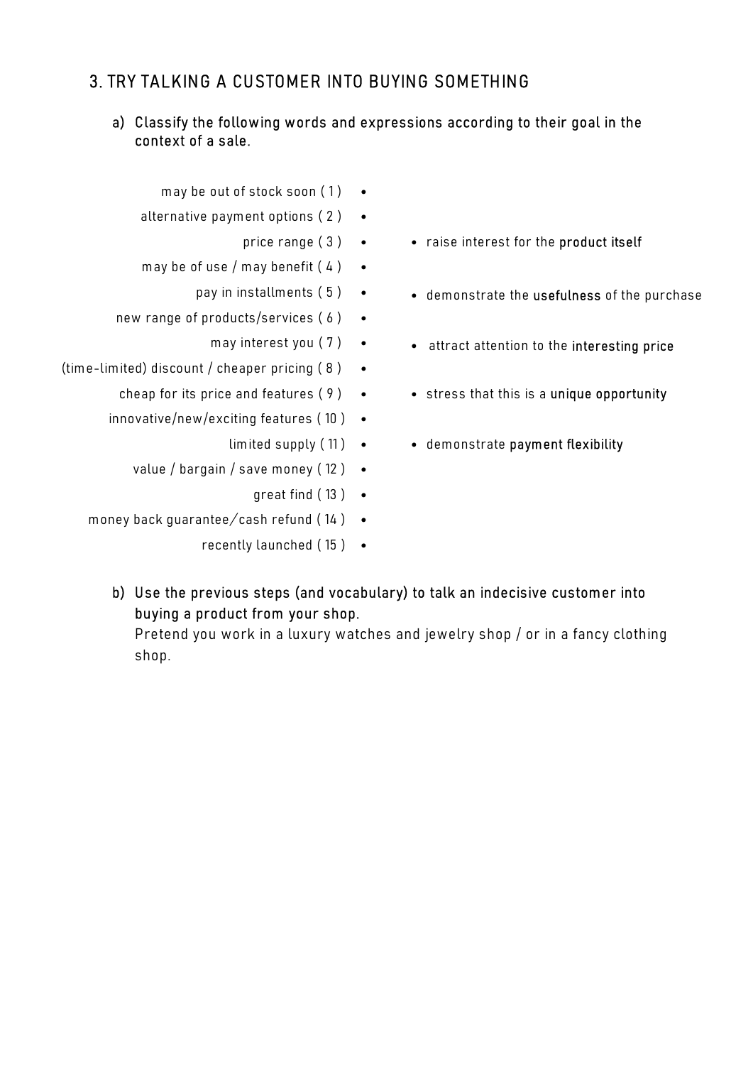## 3. TRY TALKING A CUSTOMER INTO BUYING SOMETHING

a) **Classify the following words and expressions according to their goal in the context of a sale.**

- may be out of stock soon ( 1 )
- alternative payment options ( 2 )
- price range ( 3 )
- may be of use / may benefit ( 4 )
- pay in installments ( 5 )
- new range of products/services ( 6 )
- may interest you ( 7 )
- (time-limited) discount / cheaper pricing ( 8 )
- cheap for its price and features ( 9 )
- innovative/new/exciting features ( 10 )
- limited supply ( 11 )
- value / bargain / save money ( 12 )
- great find ( 13 )
- money back guarantee/cash refund ( 14 )
- recently launched ( 15 )

- raise interest for the **product itself**
- demonstrate the **usefulness** of the purchase
- attract attention to the **interesting price**
- stress that this is a **unique opportunity**
- demonstrate **payment flexibility**

b) **Use the previous steps (and vocabulary) to talk an indecisive customer into buying a product from your shop.**
Pretend you work in a luxury watches and jewelry shop / or in a fancy clothing shop.